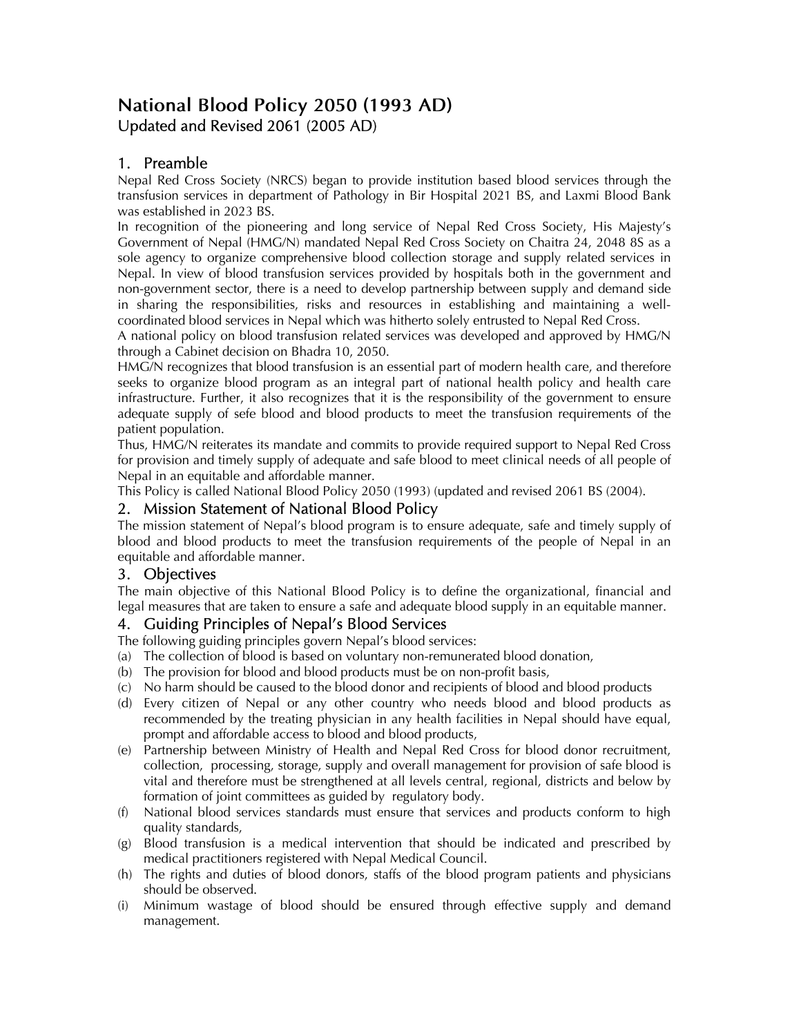# National Blood Policy 2050 (1993 AD)

Updated and Revised 2061 (2005 AD)

## 1. Preamble

Nepal Red Cross Society (NRCS) began to provide institution based blood services through the transfusion services in department of Pathology in Bir Hospital 2021 BS, and Laxmi Blood Bank was established in 2023 BS.

In recognition of the pioneering and long service of Nepal Red Cross Society, His Majesty's Government of Nepal (HMG/N) mandated Nepal Red Cross Society on Chaitra 24, 2048 8S as a sole agency to organize comprehensive blood collection storage and supply related services in Nepal. In view of blood transfusion services provided by hospitals both in the government and non-government sector, there is a need to develop partnership between supply and demand side in sharing the responsibilities, risks and resources in establishing and maintaining a well-coordinated blood services in Nepal which was hitherto solely entrusted to Nepal Red Cross.

A national policy on blood transfusion related services was developed and approved by HMG/N through a Cabinet decision on Bhadra 10, 2050.

HMG/N recognizes that blood transfusion is an essential part of modern health care, and therefore seeks to organize blood program as an integral part of national health policy and health care infrastructure. Further, it also recognizes that it is the responsibility of the government to ensure adequate supply of sefe blood and blood products to meet the transfusion requirements of the patient population.

Thus, HMG/N reiterates its mandate and commits to provide required support to Nepal Red Cross for provision and timely supply of adequate and safe blood to meet clinical needs of all people of Nepal in an equitable and affordable manner.

This Policy is called National Blood Policy 2050 (1993) (updated and revised 2061 BS (2004).

## 2. Mission Statement of National Blood Policy

The mission statement of Nepal's blood program is to ensure adequate, safe and timely supply of blood and blood products to meet the transfusion requirements of the people of Nepal in an equitable and affordable manner.

## 3. Objectives

The main objective of this National Blood Policy is to define the organizational, financial and legal measures that are taken to ensure a safe and adequate blood supply in an equitable manner.

## 4. Guiding Principles of Nepal's Blood Services

The following guiding principles govern Nepal's blood services:

(a) The collection of blood is based on voluntary non-remunerated blood donation,

(b) The provision for blood and blood products must be on non-profit basis,

(c) No harm should be caused to the blood donor and recipients of blood and blood products

(d) Every citizen of Nepal or any other country who needs blood and blood products as recommended by the treating physician in any health facilities in Nepal should have equal, prompt and affordable access to blood and blood products,

(e) Partnership between Ministry of Health and Nepal Red Cross for blood donor recruitment, collection, processing, storage, supply and overall management for provision of safe blood is vital and therefore must be strengthened at all levels central, regional, districts and below by formation of joint committees as guided by regulatory body.

(f) National blood services standards must ensure that services and products conform to high quality standards,

(g) Blood transfusion is a medical intervention that should be indicated and prescribed by medical practitioners registered with Nepal Medical Council.

(h) The rights and duties of blood donors, staffs of the blood program patients and physicians should be observed.

(i) Minimum wastage of blood should be ensured through effective supply and demand management.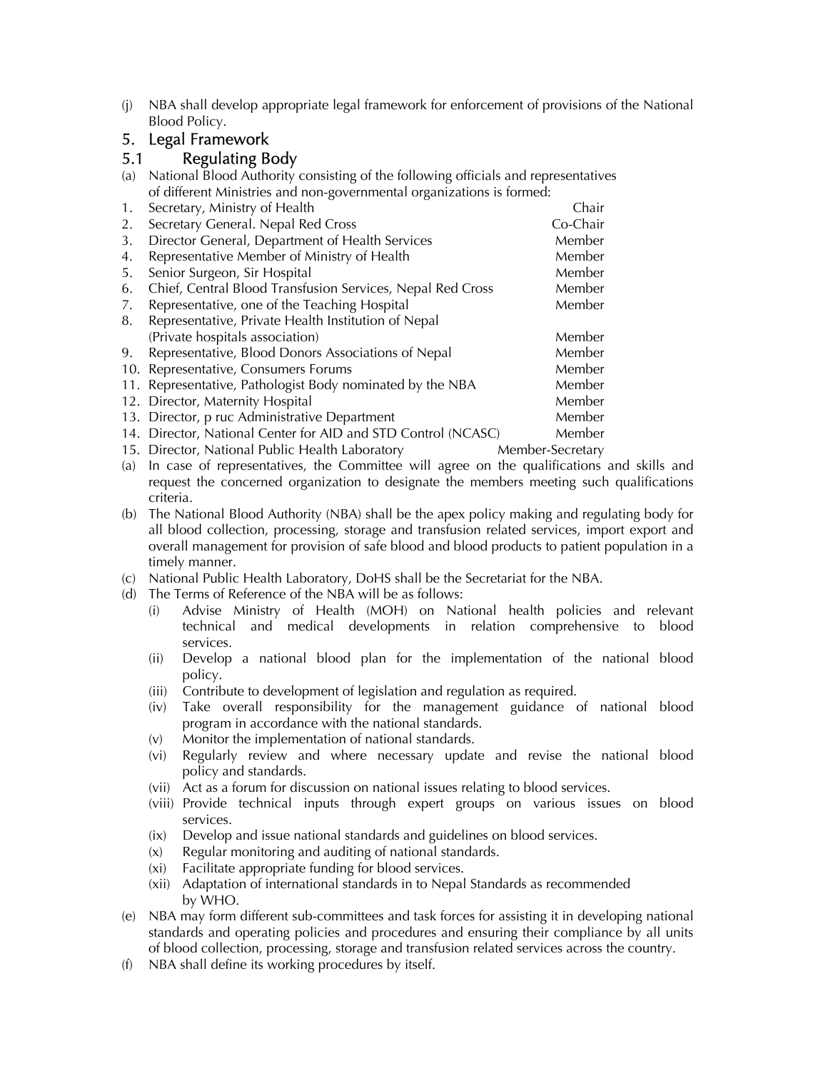(j) NBA shall develop appropriate legal framework for enforcement of provisions of the National Blood Policy.

## 5. Legal Framework

### 5.1 Regulating Body

(a) National Blood Authority consisting of the following officials and representatives of different Ministries and non-governmental organizations is formed:

| | | |
|---|---|---|
| 1. | Secretary, Ministry of Health | Chair |
| 2. | Secretary General. Nepal Red Cross | Co-Chair |
| 3. | Director General, Department of Health Services | Member |
| 4. | Representative Member of Ministry of Health | Member |
| 5. | Senior Surgeon, Sir Hospital | Member |
| 6. | Chief, Central Blood Transfusion Services, Nepal Red Cross | Member |
| 7. | Representative, one of the Teaching Hospital | Member |
| 8. | Representative, Private Health Institution of Nepal (Private hospitals association) | Member |
| 9. | Representative, Blood Donors Associations of Nepal | Member |
| 10. | Representative, Consumers Forums | Member |
| 11. | Representative, Pathologist Body nominated by the NBA | Member |
| 12. | Director, Maternity Hospital | Member |
| 13. | Director, p ruc Administrative Department | Member |
| 14. | Director, National Center for AID and STD Control (NCASC) | Member |
| 15. | Director, National Public Health Laboratory | Member-Secretary |

(a) In case of representatives, the Committee will agree on the qualifications and skills and request the concerned organization to designate the members meeting such qualifications criteria.

(b) The National Blood Authority (NBA) shall be the apex policy making and regulating body for all blood collection, processing, storage and transfusion related services, import export and overall management for provision of safe blood and blood products to patient population in a timely manner.

(c) National Public Health Laboratory, DoHS shall be the Secretariat for the NBA.

(d) The Terms of Reference of the NBA will be as follows:

  (i) Advise Ministry of Health (MOH) on National health policies and relevant technical and medical developments in relation comprehensive to blood services.
  
  (ii) Develop a national blood plan for the implementation of the national blood policy.
  
  (iii) Contribute to development of legislation and regulation as required.
  
  (iv) Take overall responsibility for the management guidance of national blood program in accordance with the national standards.
  
  (v) Monitor the implementation of national standards.
  
  (vi) Regularly review and where necessary update and revise the national blood policy and standards.
  
  (vii) Act as a forum for discussion on national issues relating to blood services.
  
  (viii) Provide technical inputs through expert groups on various issues on blood services.
  
  (ix) Develop and issue national standards and guidelines on blood services.
  
  (x) Regular monitoring and auditing of national standards.
  
  (xi) Facilitate appropriate funding for blood services.
  
  (xii) Adaptation of international standards in to Nepal Standards as recommended by WHO.

(e) NBA may form different sub-committees and task forces for assisting it in developing national standards and operating policies and procedures and ensuring their compliance by all units of blood collection, processing, storage and transfusion related services across the country.

(f) NBA shall define its working procedures by itself.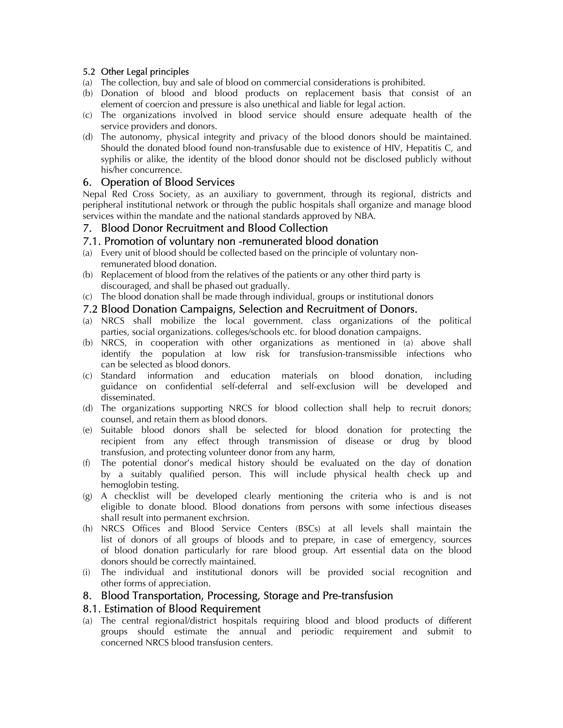### 5.2 Other Legal principles

(a) The collection, buy and sale of blood on commercial considerations is prohibited.

(b) Donation of blood and blood products on replacement basis that consist of an element of coercion and pressure is also unethical and liable for legal action.

(c) The organizations involved in blood service should ensure adequate health of the service providers and donors.

(d) The autonomy, physical integrity and privacy of the blood donors should be maintained. Should the donated blood found non-transfusable due to existence of HIV, Hepatitis C, and syphilis or alike, the identity of the blood donor should not be disclosed publicly without his/her concurrence.

## 6. Operation of Blood Services

Nepal Red Cross Society, as an auxiliary to government, through its regional, districts and peripheral institutional network or through the public hospitals shall organize and manage blood services within the mandate and the national standards approved by NBA.

## 7. Blood Donor Recruitment and Blood Collection

### 7.1. Promotion of voluntary non -remunerated blood donation

(a) Every unit of blood should be collected based on the principle of voluntary non-remunerated blood donation.

(b) Replacement of blood from the relatives of the patients or any other third party is discouraged, and shall be phased out gradually.

(c) The blood donation shall be made through individual, groups or institutional donors

### 7.2 Blood Donation Campaigns, Selection and Recruitment of Donors.

(a) NRCS shall mobilize the local government. class organizations of the political parties, social organizations. colleges/schools etc. for blood donation campaigns.

(b) NRCS, in cooperation with other organizations as mentioned in (a) above shall identify the population at low risk for transfusion-transmissible infections who can be selected as blood donors.

(c) Standard information and education materials on blood donation, including guidance on confidential self-deferral and self-exclusion will be developed and disseminated.

(d) The organizations supporting NRCS for blood collection shall help to recruit donors; counsel, and retain them as blood donors.

(e) Suitable blood donors shall be selected for blood donation for protecting the recipient from any effect through transmission of disease or drug by blood transfusion, and protecting volunteer donor from any harm,

(f) The potential donor's medical history should be evaluated on the day of donation by a suitably qualified person. This will include physical health check up and hemoglobin testing.

(g) A checklist will be developed clearly mentioning the criteria who is and is not eligible to donate blood. Blood donations from persons with some infectious diseases shall result into permanent exchrsion.

(h) NRCS Offices and Blood Service Centers (BSCs) at all levels shall maintain the list of donors of all groups of bloods and to prepare, in case of emergency, sources of blood donation particularly for rare blood group. Art essential data on the blood donors should be correctly maintained.

(i) The individual and institutional donors will be provided social recognition and other forms of appreciation.

## 8. Blood Transportation, Processing, Storage and Pre-transfusion

### 8.1. Estimation of Blood Requirement

(a) The central regional/district hospitals requiring blood and blood products of different groups should estimate the annual and periodic requirement and submit to concerned NRCS blood transfusion centers.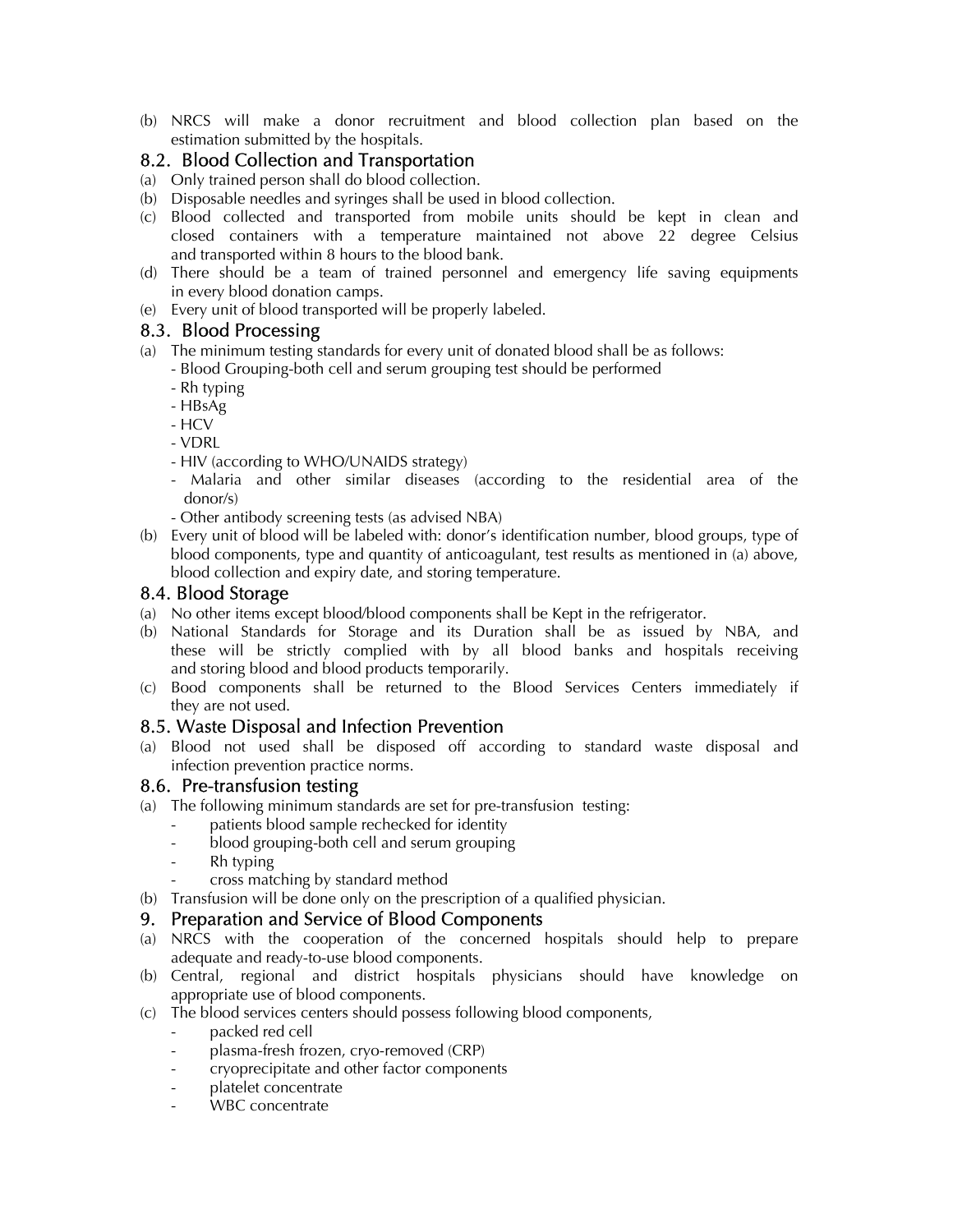(b) NRCS will make a donor recruitment and blood collection plan based on the estimation submitted by the hospitals.

## 8.2. Blood Collection and Transportation

(a) Only trained person shall do blood collection.
(b) Disposable needles and syringes shall be used in blood collection.
(c) Blood collected and transported from mobile units should be kept in clean and closed containers with a temperature maintained not above 22 degree Celsius and transported within 8 hours to the blood bank.
(d) There should be a team of trained personnel and emergency life saving equipments in every blood donation camps.
(e) Every unit of blood transported will be properly labeled.

## 8.3. Blood Processing

(a) The minimum testing standards for every unit of donated blood shall be as follows:
- Blood Grouping-both cell and serum grouping test should be performed
- Rh typing
- HBsAg
- HCV
- VDRL
- HIV (according to WHO/UNAIDS strategy)
- Malaria and other similar diseases (according to the residential area of the donor/s)
- Other antibody screening tests (as advised NBA)

(b) Every unit of blood will be labeled with: donor's identification number, blood groups, type of blood components, type and quantity of anticoagulant, test results as mentioned in (a) above, blood collection and expiry date, and storing temperature.

## 8.4. Blood Storage

(a) No other items except blood/blood components shall be Kept in the refrigerator.
(b) National Standards for Storage and its Duration shall be as issued by NBA, and these will be strictly complied with by all blood banks and hospitals receiving and storing blood and blood products temporarily.
(c) Bood components shall be returned to the Blood Services Centers immediately if they are not used.

## 8.5. Waste Disposal and Infection Prevention

(a) Blood not used shall be disposed off according to standard waste disposal and infection prevention practice norms.

## 8.6. Pre-transfusion testing

(a) The following minimum standards are set for pre-transfusion testing:
- patients blood sample rechecked for identity
- blood grouping-both cell and serum grouping
- Rh typing
- cross matching by standard method

(b) Transfusion will be done only on the prescription of a qualified physician.

# 9. Preparation and Service of Blood Components

(a) NRCS with the cooperation of the concerned hospitals should help to prepare adequate and ready-to-use blood components.
(b) Central, regional and district hospitals physicians should have knowledge on appropriate use of blood components.
(c) The blood services centers should possess following blood components,
- packed red cell
- plasma-fresh frozen, cryo-removed (CRP)
- cryoprecipitate and other factor components
- platelet concentrate
- WBC concentrate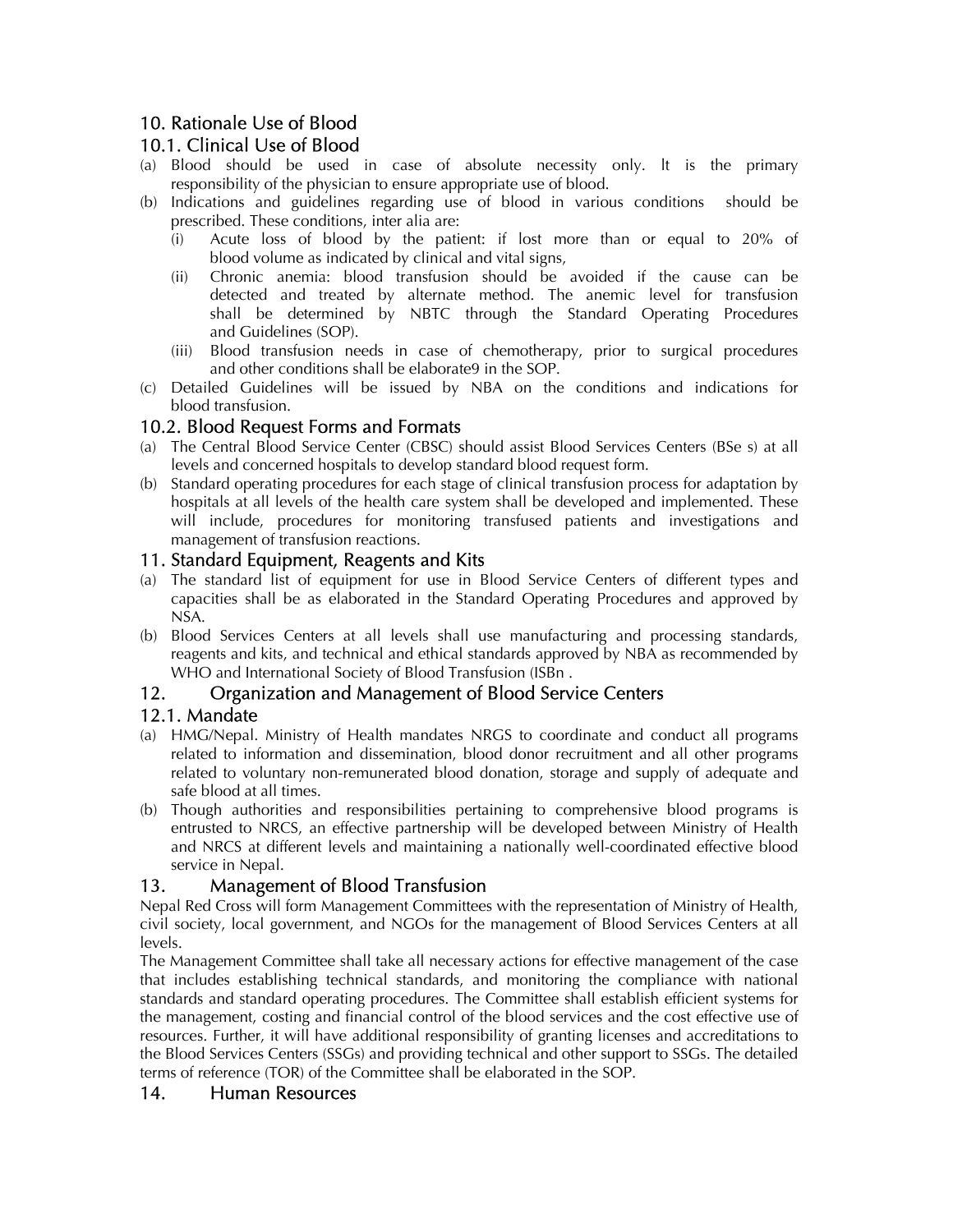## 10. Rationale Use of Blood

### 10.1. Clinical Use of Blood

(a) Blood should be used in case of absolute necessity only. It is the primary responsibility of the physician to ensure appropriate use of blood.

(b) Indications and guidelines regarding use of blood in various conditions should be prescribed. These conditions, inter alia are:

   (i) Acute loss of blood by the patient: if lost more than or equal to 20% of blood volume as indicated by clinical and vital signs,

   (ii) Chronic anemia: blood transfusion should be avoided if the cause can be detected and treated by alternate method. The anemic level for transfusion shall be determined by NBTC through the Standard Operating Procedures and Guidelines (SOP).

   (iii) Blood transfusion needs in case of chemotherapy, prior to surgical procedures and other conditions shall be elaborate9 in the SOP.

(c) Detailed Guidelines will be issued by NBA on the conditions and indications for blood transfusion.

### 10.2. Blood Request Forms and Formats

(a) The Central Blood Service Center (CBSC) should assist Blood Services Centers (BSe s) at all levels and concerned hospitals to develop standard blood request form.

(b) Standard operating procedures for each stage of clinical transfusion process for adaptation by hospitals at all levels of the health care system shall be developed and implemented. These will include, procedures for monitoring transfused patients and investigations and management of transfusion reactions.

## 11. Standard Equipment, Reagents and Kits

(a) The standard list of equipment for use in Blood Service Centers of different types and capacities shall be as elaborated in the Standard Operating Procedures and approved by NSA.

(b) Blood Services Centers at all levels shall use manufacturing and processing standards, reagents and kits, and technical and ethical standards approved by NBA as recommended by WHO and International Society of Blood Transfusion (ISBn .

## 12. Organization and Management of Blood Service Centers

### 12.1. Mandate

(a) HMG/Nepal. Ministry of Health mandates NRGS to coordinate and conduct all programs related to information and dissemination, blood donor recruitment and all other programs related to voluntary non-remunerated blood donation, storage and supply of adequate and safe blood at all times.

(b) Though authorities and responsibilities pertaining to comprehensive blood programs is entrusted to NRCS, an effective partnership will be developed between Ministry of Health and NRCS at different levels and maintaining a nationally well-coordinated effective blood service in Nepal.

## 13. Management of Blood Transfusion

Nepal Red Cross will form Management Committees with the representation of Ministry of Health, civil society, local government, and NGOs for the management of Blood Services Centers at all levels.

The Management Committee shall take all necessary actions for effective management of the case that includes establishing technical standards, and monitoring the compliance with national standards and standard operating procedures. The Committee shall establish efficient systems for the management, costing and financial control of the blood services and the cost effective use of resources. Further, it will have additional responsibility of granting licenses and accreditations to the Blood Services Centers (SSGs) and providing technical and other support to SSGs. The detailed terms of reference (TOR) of the Committee shall be elaborated in the SOP.

## 14. Human Resources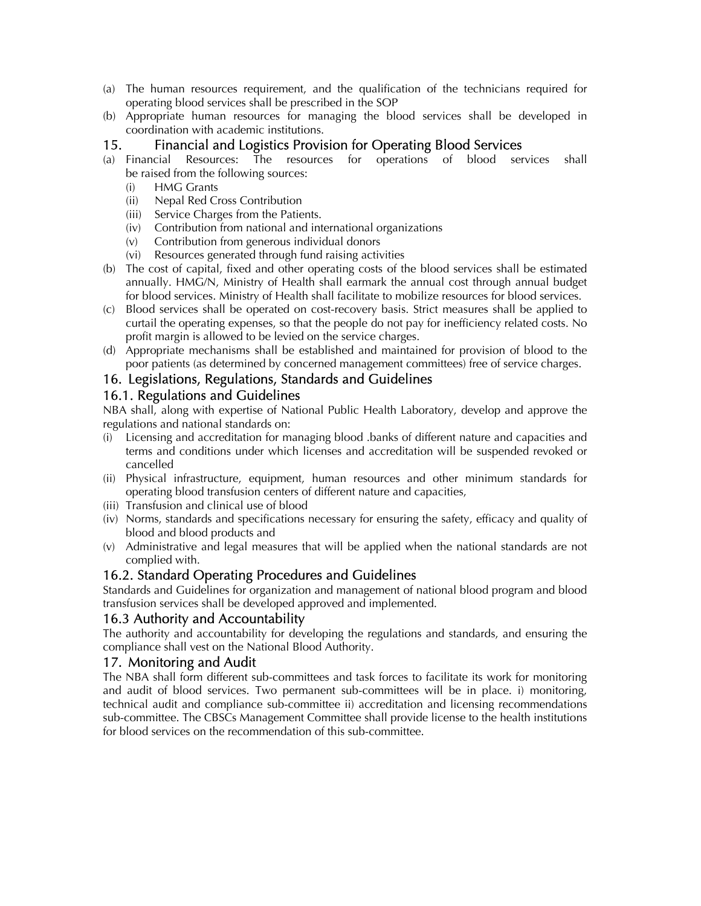(a) The human resources requirement, and the qualification of the technicians required for operating blood services shall be prescribed in the SOP
(b) Appropriate human resources for managing the blood services shall be developed in coordination with academic institutions.

## 15. Financial and Logistics Provision for Operating Blood Services

(a) Financial Resources: The resources for operations of blood services shall be raised from the following sources:
   (i) HMG Grants
   (ii) Nepal Red Cross Contribution
   (iii) Service Charges from the Patients.
   (iv) Contribution from national and international organizations
   (v) Contribution from generous individual donors
   (vi) Resources generated through fund raising activities
(b) The cost of capital, fixed and other operating costs of the blood services shall be estimated annually. HMG/N, Ministry of Health shall earmark the annual cost through annual budget for blood services. Ministry of Health shall facilitate to mobilize resources for blood services.
(c) Blood services shall be operated on cost-recovery basis. Strict measures shall be applied to curtail the operating expenses, so that the people do not pay for inefficiency related costs. No profit margin is allowed to be levied on the service charges.
(d) Appropriate mechanisms shall be established and maintained for provision of blood to the poor patients (as determined by concerned management committees) free of service charges.

## 16. Legislations, Regulations, Standards and Guidelines

### 16.1. Regulations and Guidelines

NBA shall, along with expertise of National Public Health Laboratory, develop and approve the regulations and national standards on:

(i) Licensing and accreditation for managing blood .banks of different nature and capacities and terms and conditions under which licenses and accreditation will be suspended revoked or cancelled
(ii) Physical infrastructure, equipment, human resources and other minimum standards for operating blood transfusion centers of different nature and capacities,
(iii) Transfusion and clinical use of blood
(iv) Norms, standards and specifications necessary for ensuring the safety, efficacy and quality of blood and blood products and
(v) Administrative and legal measures that will be applied when the national standards are not complied with.

### 16.2. Standard Operating Procedures and Guidelines

Standards and Guidelines for organization and management of national blood program and blood transfusion services shall be developed approved and implemented.

### 16.3 Authority and Accountability

The authority and accountability for developing the regulations and standards, and ensuring the compliance shall vest on the National Blood Authority.

## 17. Monitoring and Audit

The NBA shall form different sub-committees and task forces to facilitate its work for monitoring and audit of blood services. Two permanent sub-committees will be in place. i) monitoring, technical audit and compliance sub-committee ii) accreditation and licensing recommendations sub-committee. The CBSCs Management Committee shall provide license to the health institutions for blood services on the recommendation of this sub-committee.